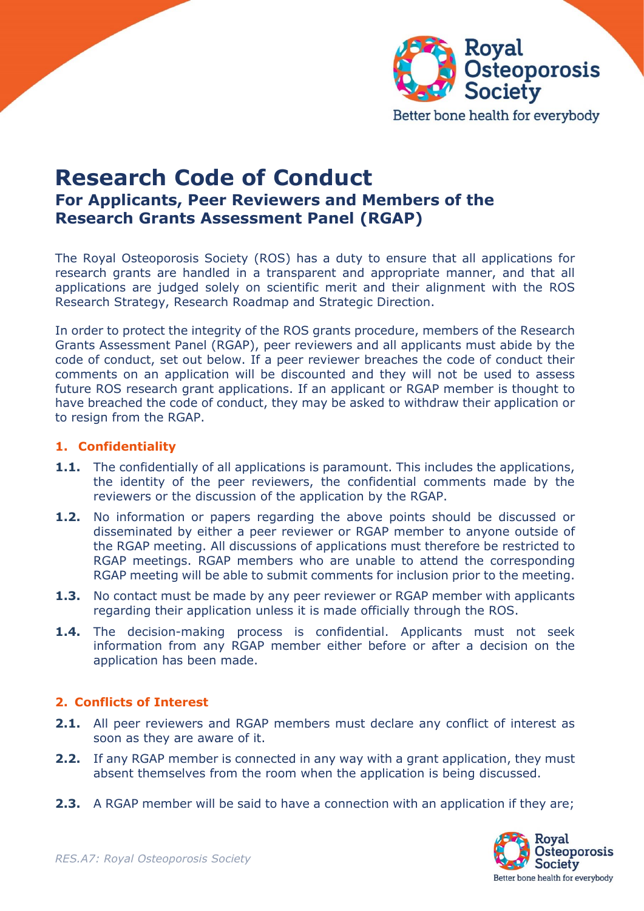# Research Code of Conduct

## For Applicants, Peer Reviewers and Members of the Research Grants Assessment Panel (RGAP)

The Royal Osteoporosis Society (ROS) has a duty to ensure that all applications for research grants are handled in a transparent and appropriate manner, and that all applications are judged solely on scientific merit and their alignment with the ROS Research Strategy, Research Roadmap and Strategic Direction.

In order to protect the integrity of the ROS grants procedure, members of the Research Grants Assessment Panel (RGAP), peer reviewers and all applicants must abide by the code of conduct, set out below. If a peer reviewer breaches the code of conduct their comments on an application will be discounted and they will not be used to assess future ROS research grant applications. If an applicant or RGAP member is thought to have breached the code of conduct, they may be asked to withdraw their application or to resign from the RGAP.

### 1. Confidentiality

**1.1.** The confidentially of all applications is paramount. This includes the applications, the identity of the peer reviewers, the confidential comments made by the reviewers or the discussion of the application by the RGAP.

**1.2.** No information or papers regarding the above points should be discussed or disseminated by either a peer reviewer or RGAP member to anyone outside of the RGAP meeting. All discussions of applications must therefore be restricted to RGAP meetings. RGAP members who are unable to attend the corresponding RGAP meeting will be able to submit comments for inclusion prior to the meeting.

**1.3.** No contact must be made by any peer reviewer or RGAP member with applicants regarding their application unless it is made officially through the ROS.

**1.4.** The decision-making process is confidential. Applicants must not seek information from any RGAP member either before or after a decision on the application has been made.

### 2. Conflicts of Interest

**2.1.** All peer reviewers and RGAP members must declare any conflict of interest as soon as they are aware of it.

**2.2.** If any RGAP member is connected in any way with a grant application, they must absent themselves from the room when the application is being discussed.

**2.3.** A RGAP member will be said to have a connection with an application if they are;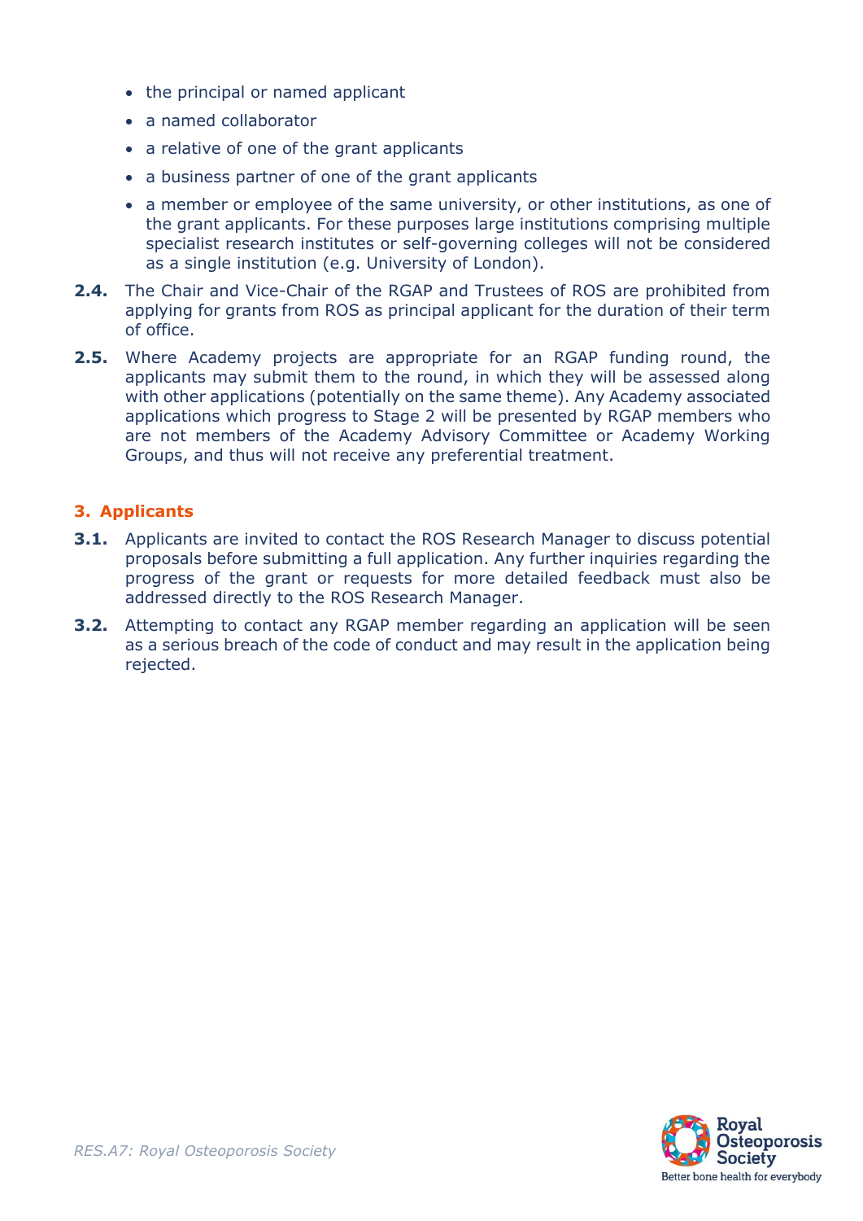- the principal or named applicant
- a named collaborator
- a relative of one of the grant applicants
- a business partner of one of the grant applicants
- a member or employee of the same university, or other institutions, as one of the grant applicants. For these purposes large institutions comprising multiple specialist research institutes or self-governing colleges will not be considered as a single institution (e.g. University of London).

**2.4.** The Chair and Vice-Chair of the RGAP and Trustees of ROS are prohibited from applying for grants from ROS as principal applicant for the duration of their term of office.

**2.5.** Where Academy projects are appropriate for an RGAP funding round, the applicants may submit them to the round, in which they will be assessed along with other applications (potentially on the same theme). Any Academy associated applications which progress to Stage 2 will be presented by RGAP members who are not members of the Academy Advisory Committee or Academy Working Groups, and thus will not receive any preferential treatment.

## 3. Applicants

**3.1.** Applicants are invited to contact the ROS Research Manager to discuss potential proposals before submitting a full application. Any further inquiries regarding the progress of the grant or requests for more detailed feedback must also be addressed directly to the ROS Research Manager.

**3.2.** Attempting to contact any RGAP member regarding an application will be seen as a serious breach of the code of conduct and may result in the application being rejected.